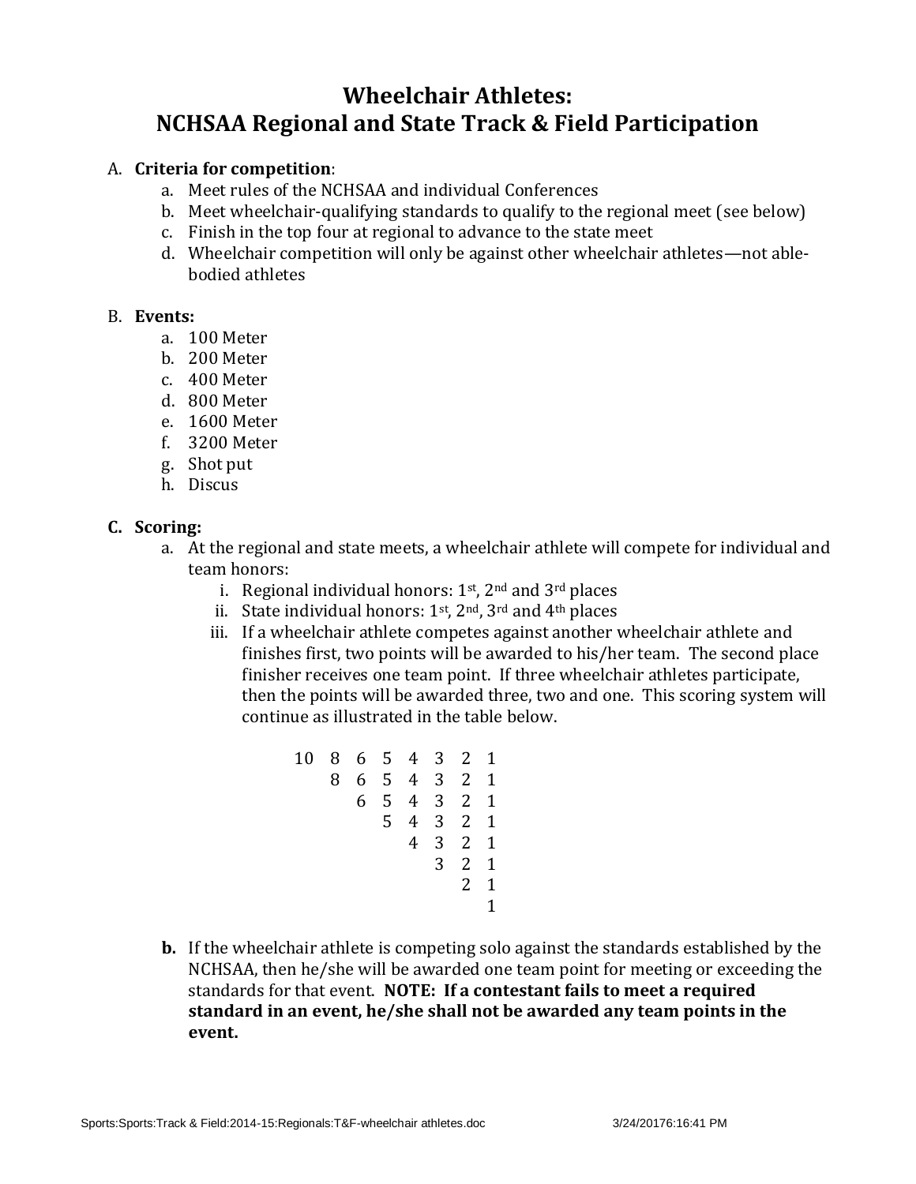# Wheelchair Athletes:
# NCHSAA Regional and State Track & Field Participation

A. **Criteria for competition**:
   a. Meet rules of the NCHSAA and individual Conferences
   b. Meet wheelchair-qualifying standards to qualify to the regional meet (see below)
   c. Finish in the top four at regional to advance to the state meet
   d. Wheelchair competition will only be against other wheelchair athletes—not able-bodied athletes

B. **Events:**
   a. 100 Meter
   b. 200 Meter
   c. 400 Meter
   d. 800 Meter
   e. 1600 Meter
   f. 3200 Meter
   g. Shot put
   h. Discus

**C. Scoring:**
   a. At the regional and state meets, a wheelchair athlete will compete for individual and team honors:
      i. Regional individual honors: 1st, 2nd and 3rd places
      ii. State individual honors: 1st, 2nd, 3rd and 4th places
      iii. If a wheelchair athlete competes against another wheelchair athlete and finishes first, two points will be awarded to his/her team. The second place finisher receives one team point. If three wheelchair athletes participate, then the points will be awarded three, two and one. This scoring system will continue as illustrated in the table below.

| | | | | | | | |
|---|---|---|---|---|---|---|---|
| 10 | 8 | 6 | 5 | 4 | 3 | 2 | 1 |
| | 8 | 6 | 5 | 4 | 3 | 2 | 1 |
| | | 6 | 5 | 4 | 3 | 2 | 1 |
| | | | 5 | 4 | 3 | 2 | 1 |
| | | | | 4 | 3 | 2 | 1 |
| | | | | | 3 | 2 | 1 |
| | | | | | | 2 | 1 |
| | | | | | | | 1 |

   **b.** If the wheelchair athlete is competing solo against the standards established by the NCHSAA, then he/she will be awarded one team point for meeting or exceeding the standards for that event. **NOTE: If a contestant fails to meet a required standard in an event, he/she shall not be awarded any team points in the event.**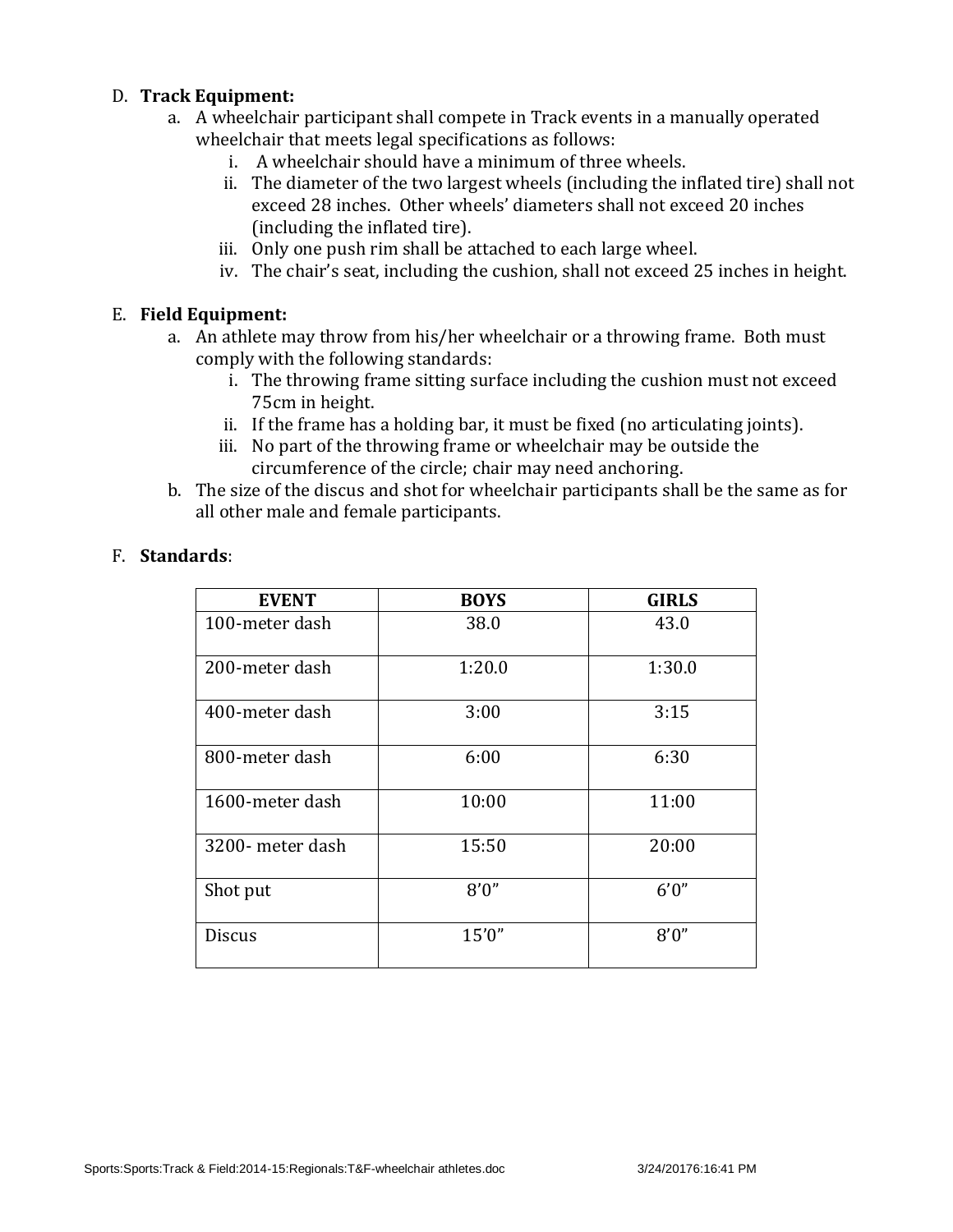D. **Track Equipment:**

  a. A wheelchair participant shall compete in Track events in a manually operated wheelchair that meets legal specifications as follows:

    i. A wheelchair should have a minimum of three wheels.

    ii. The diameter of the two largest wheels (including the inflated tire) shall not exceed 28 inches. Other wheels' diameters shall not exceed 20 inches (including the inflated tire).

    iii. Only one push rim shall be attached to each large wheel.

    iv. The chair's seat, including the cushion, shall not exceed 25 inches in height.

E. **Field Equipment:**

  a. An athlete may throw from his/her wheelchair or a throwing frame. Both must comply with the following standards:

    i. The throwing frame sitting surface including the cushion must not exceed 75cm in height.

    ii. If the frame has a holding bar, it must be fixed (no articulating joints).

    iii. No part of the throwing frame or wheelchair may be outside the circumference of the circle; chair may need anchoring.

  b. The size of the discus and shot for wheelchair participants shall be the same as for all other male and female participants.

F. **Standards**:

| **EVENT** | **BOYS** | **GIRLS** |
|---|---|---|
| 100-meter dash | 38.0 | 43.0 |
| 200-meter dash | 1:20.0 | 1:30.0 |
| 400-meter dash | 3:00 | 3:15 |
| 800-meter dash | 6:00 | 6:30 |
| 1600-meter dash | 10:00 | 11:00 |
| 3200- meter dash | 15:50 | 20:00 |
| Shot put | 8'0" | 6'0" |
| Discus | 15'0" | 8'0" |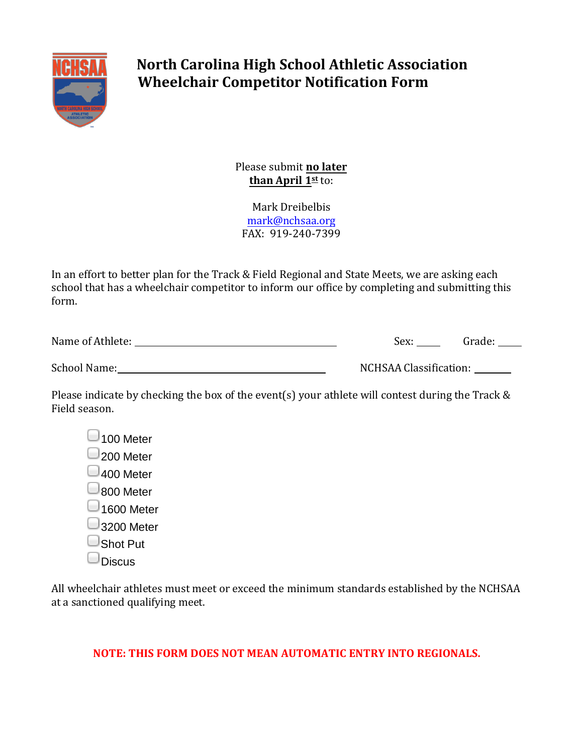# North Carolina High School Athletic Association
# Wheelchair Competitor Notification Form

Please submit **no later than April 1st** to:

Mark Dreibelbis
mark@nchsaa.org
FAX: 919-240-7399

In an effort to better plan for the Track & Field Regional and State Meets, we are asking each school that has a wheelchair competitor to inform our office by completing and submitting this form.

Name of Athlete: ________________________________________ Sex: _____ Grade: _____

School Name: ________________________________________ NCHSAA Classification: _______

Please indicate by checking the box of the event(s) your athlete will contest during the Track & Field season.

- ☐ 100 Meter
- ☐ 200 Meter
- ☐ 400 Meter
- ☐ 800 Meter
- ☐ 1600 Meter
- ☐ 3200 Meter
- ☐ Shot Put
- ☐ Discus

All wheelchair athletes must meet or exceed the minimum standards established by the NCHSAA at a sanctioned qualifying meet.

**NOTE: THIS FORM DOES NOT MEAN AUTOMATIC ENTRY INTO REGIONALS.**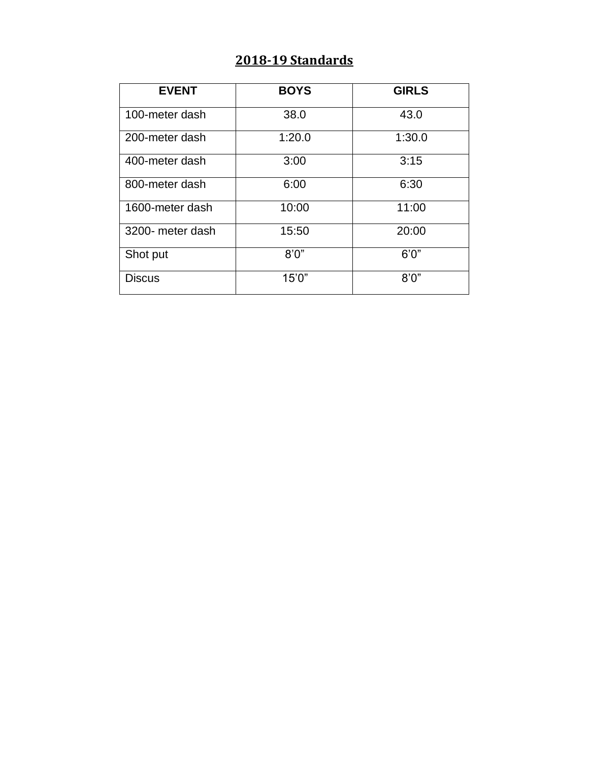## 2018-19 Standards

| EVENT | BOYS | GIRLS |
|---|---|---|
| 100-meter dash | 38.0 | 43.0 |
| 200-meter dash | 1:20.0 | 1:30.0 |
| 400-meter dash | 3:00 | 3:15 |
| 800-meter dash | 6:00 | 6:30 |
| 1600-meter dash | 10:00 | 11:00 |
| 3200- meter dash | 15:50 | 20:00 |
| Shot put | 8'0" | 6'0" |
| Discus | 15'0" | 8'0" |